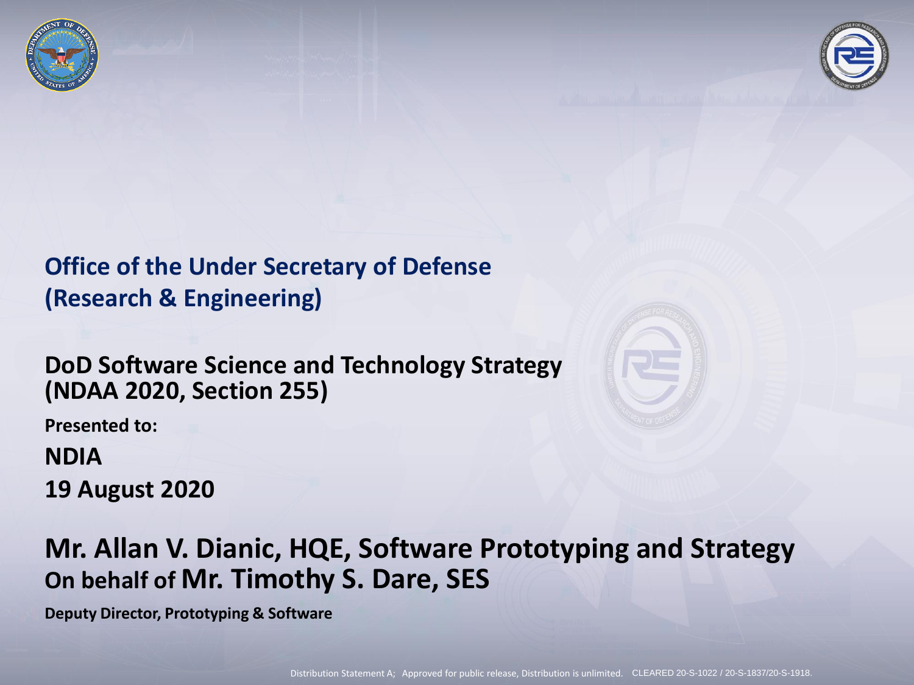# Office of the Under Secretary of Defense (Research & Engineering)

## DoD Software Science and Technology Strategy (NDAA 2020, Section 255)

**Presented to:**

**NDIA**

**19 August 2020**

## Mr. Allan V. Dianic, HQE, Software Prototyping and Strategy

**On behalf of Mr. Timothy S. Dare, SES**

**Deputy Director, Prototyping & Software**

Distribution Statement A; Approved for public release, Distribution is unlimited. CLEARED 20-S-1022 / 20-S-1837/20-S-1918.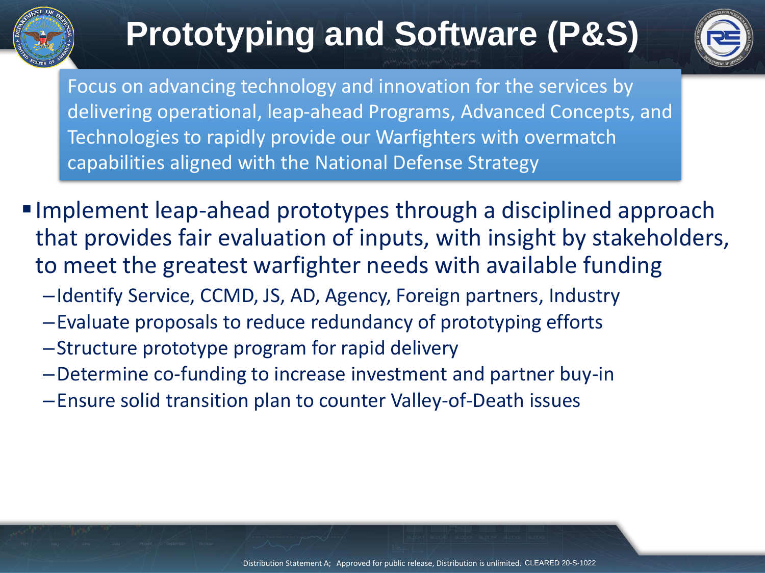# Prototyping and Software (P&S)

Focus on advancing technology and innovation for the services by delivering operational, leap-ahead Programs, Advanced Concepts, and Technologies to rapidly provide our Warfighters with overmatch capabilities aligned with the National Defense Strategy

- Implement leap-ahead prototypes through a disciplined approach that provides fair evaluation of inputs, with insight by stakeholders, to meet the greatest warfighter needs with available funding
  - Identify Service, CCMD, JS, AD, Agency, Foreign partners, Industry
  - Evaluate proposals to reduce redundancy of prototyping efforts
  - Structure prototype program for rapid delivery
  - Determine co-funding to increase investment and partner buy-in
  - Ensure solid transition plan to counter Valley-of-Death issues

Distribution Statement A; Approved for public release, Distribution is unlimited. CLEARED 20-S-1022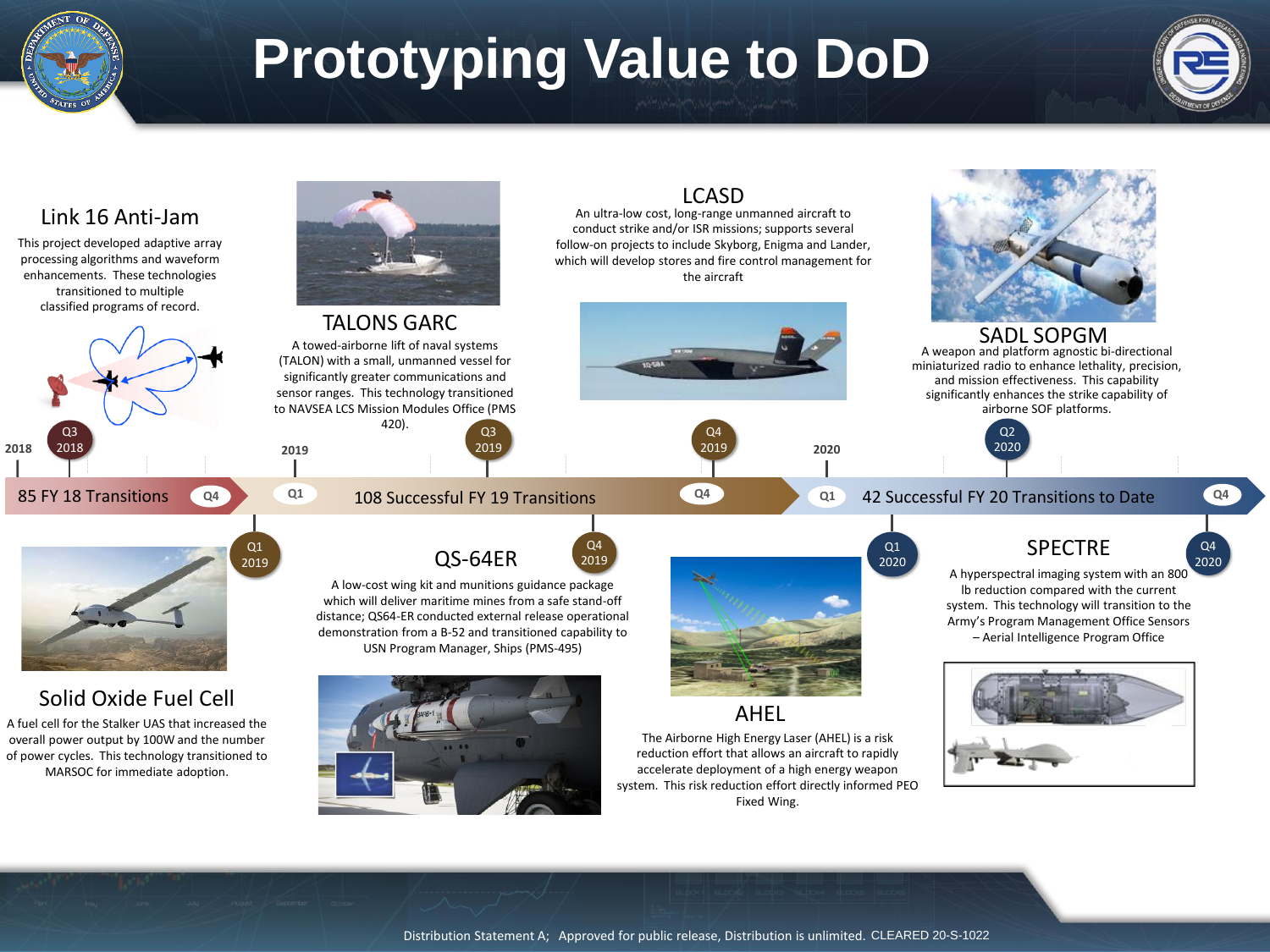# Prototyping Value to DoD

## Link 16 Anti-Jam

This project developed adaptive array processing algorithms and waveform enhancements. These technologies transitioned to multiple classified programs of record.

Q3 2018

## TALONS GARC

A towed-airborne lift of naval systems (TALON) with a small, unmanned vessel for significantly greater communications and sensor ranges. This technology transitioned to NAVSEA LCS Mission Modules Office (PMS 420).

Q3 2019

## LCASD

An ultra-low cost, long-range unmanned aircraft to conduct strike and/or ISR missions; supports several follow-on projects to include Skyborg, Enigma and Lander, which will develop stores and fire control management for the aircraft

Q4 2019

## SADL SOPGM

A weapon and platform agnostic bi-directional miniaturized radio to enhance lethality, precision, and mission effectiveness. This capability significantly enhances the strike capability of airborne SOF platforms.

Q2 2020

---

2018 — 85 FY 18 Transitions (Q4)

2019 — Q1 — 108 Successful FY 19 Transitions — Q4

2020 — Q1 — 42 Successful FY 20 Transitions to Date — Q4

---

Q1 2019

## Solid Oxide Fuel Cell

A fuel cell for the Stalker UAS that increased the overall power output by 100W and the number of power cycles. This technology transitioned to MARSOC for immediate adoption.

Q4 2019

## QS-64ER

A low-cost wing kit and munitions guidance package which will deliver maritime mines from a safe stand-off distance; QS64-ER conducted external release operational demonstration from a B-52 and transitioned capability to USN Program Manager, Ships (PMS-495)

Q1 2020

## AHEL

The Airborne High Energy Laser (AHEL) is a risk reduction effort that allows an aircraft to rapidly accelerate deployment of a high energy weapon system. This risk reduction effort directly informed PEO Fixed Wing.

Q4 2020

## SPECTRE

A hyperspectral imaging system with an 800 lb reduction compared with the current system. This technology will transition to the Army's Program Management Office Sensors – Aerial Intelligence Program Office

Distribution Statement A; Approved for public release, Distribution is unlimited. CLEARED 20-S-1022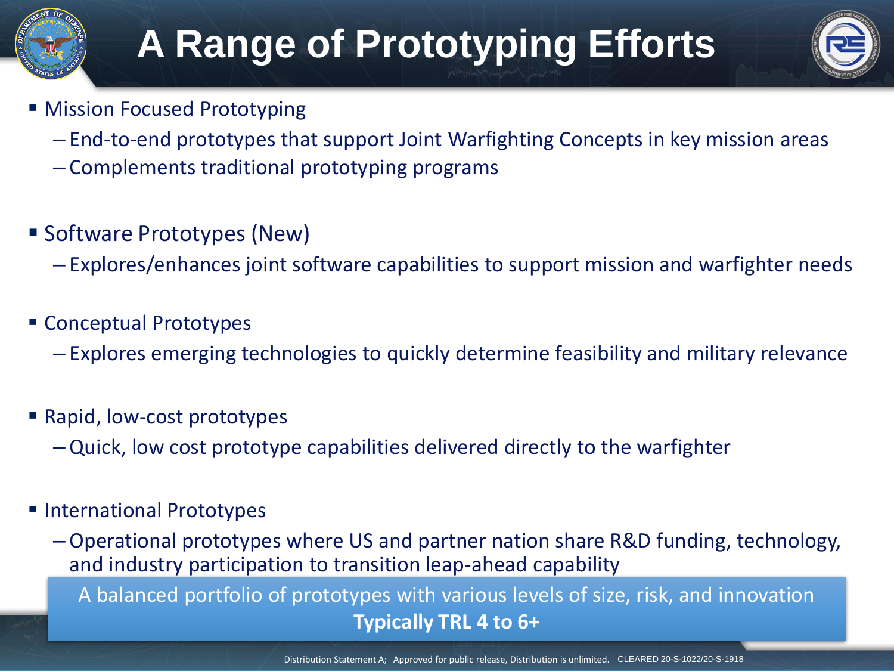# A Range of Prototyping Efforts

- Mission Focused Prototyping
  - End-to-end prototypes that support Joint Warfighting Concepts in key mission areas
  - Complements traditional prototyping programs
- Software Prototypes (New)
  - Explores/enhances joint software capabilities to support mission and warfighter needs
- Conceptual Prototypes
  - Explores emerging technologies to quickly determine feasibility and military relevance
- Rapid, low-cost prototypes
  - Quick, low cost prototype capabilities delivered directly to the warfighter
- International Prototypes
  - Operational prototypes where US and partner nation share R&D funding, technology, and industry participation to transition leap-ahead capability

A balanced portfolio of prototypes with various levels of size, risk, and innovation
**Typically TRL 4 to 6+**

Distribution Statement A; Approved for public release, Distribution is unlimited. CLEARED 20-S-1022/20-S-1918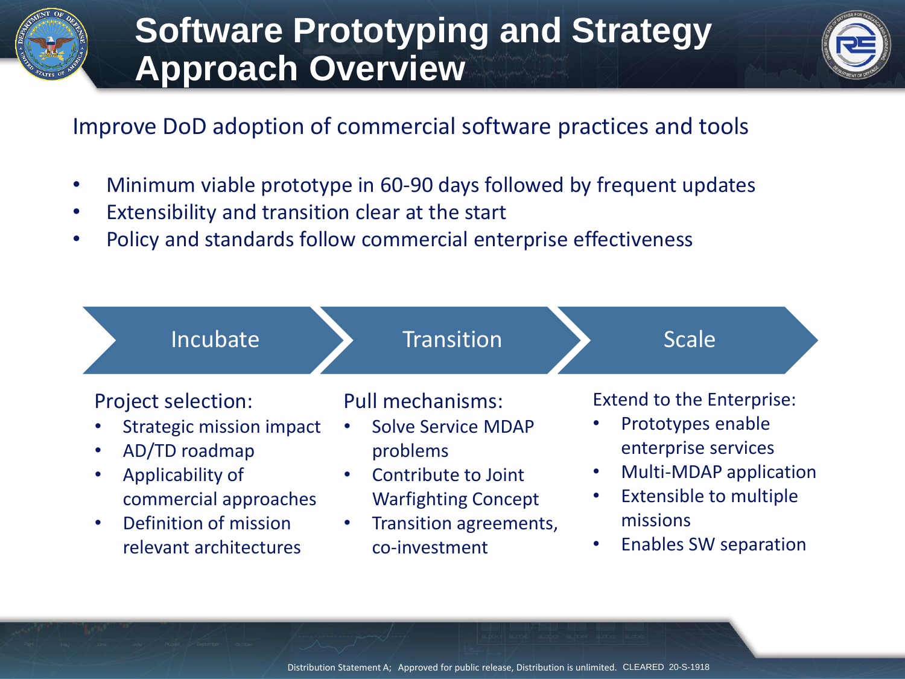# Software Prototyping and Strategy Approach Overview

Improve DoD adoption of commercial software practices and tools

- Minimum viable prototype in 60-90 days followed by frequent updates
- Extensibility and transition clear at the start
- Policy and standards follow commercial enterprise effectiveness

## Incubate

Project selection:

- Strategic mission impact
- AD/TD roadmap
- Applicability of commercial approaches
- Definition of mission relevant architectures

## Transition

Pull mechanisms:

- Solve Service MDAP problems
- Contribute to Joint Warfighting Concept
- Transition agreements, co-investment

## Scale

Extend to the Enterprise:

- Prototypes enable enterprise services
- Multi-MDAP application
- Extensible to multiple missions
- Enables SW separation

Distribution Statement A; Approved for public release, Distribution is unlimited. CLEARED 20-S-1918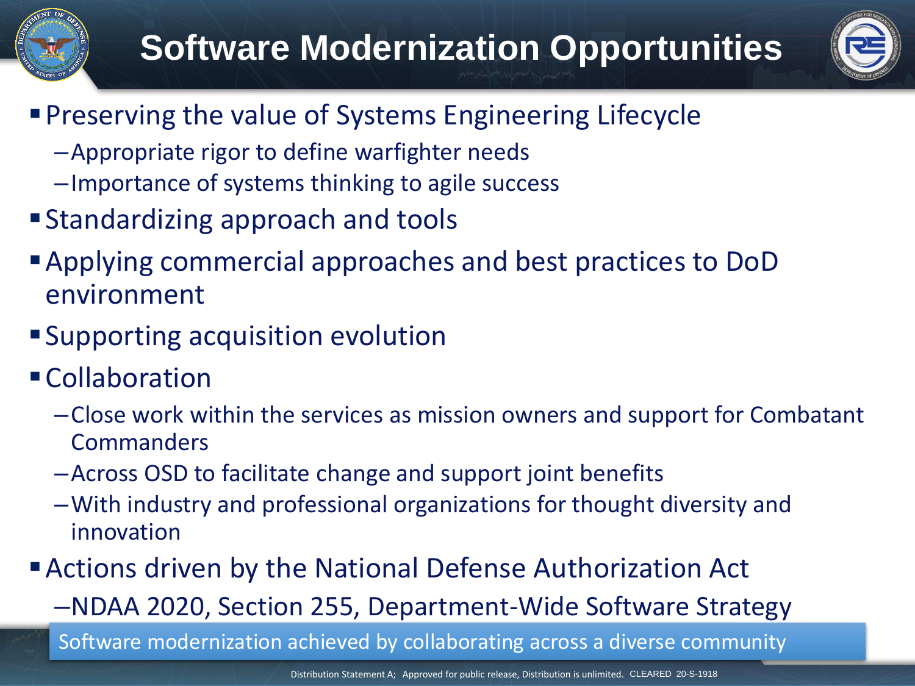# Software Modernization Opportunities

- Preserving the value of Systems Engineering Lifecycle
  - Appropriate rigor to define warfighter needs
  - Importance of systems thinking to agile success
- Standardizing approach and tools
- Applying commercial approaches and best practices to DoD environment
- Supporting acquisition evolution
- Collaboration
  - Close work within the services as mission owners and support for Combatant Commanders
  - Across OSD to facilitate change and support joint benefits
  - With industry and professional organizations for thought diversity and innovation
- Actions driven by the National Defense Authorization Act
  - NDAA 2020, Section 255, Department-Wide Software Strategy

Software modernization achieved by collaborating across a diverse community

Distribution Statement A; Approved for public release, Distribution is unlimited. CLEARED 20-S-1918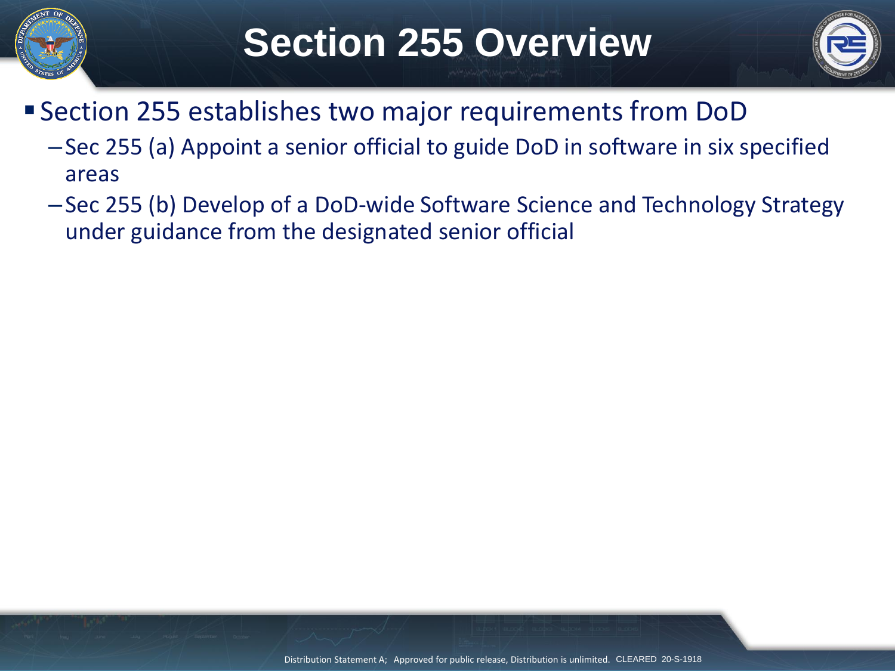# Section 255 Overview

- Section 255 establishes two major requirements from DoD
  - Sec 255 (a) Appoint a senior official to guide DoD in software in six specified areas
  - Sec 255 (b) Develop of a DoD-wide Software Science and Technology Strategy under guidance from the designated senior official

Distribution Statement A; Approved for public release, Distribution is unlimited. CLEARED 20-S-1918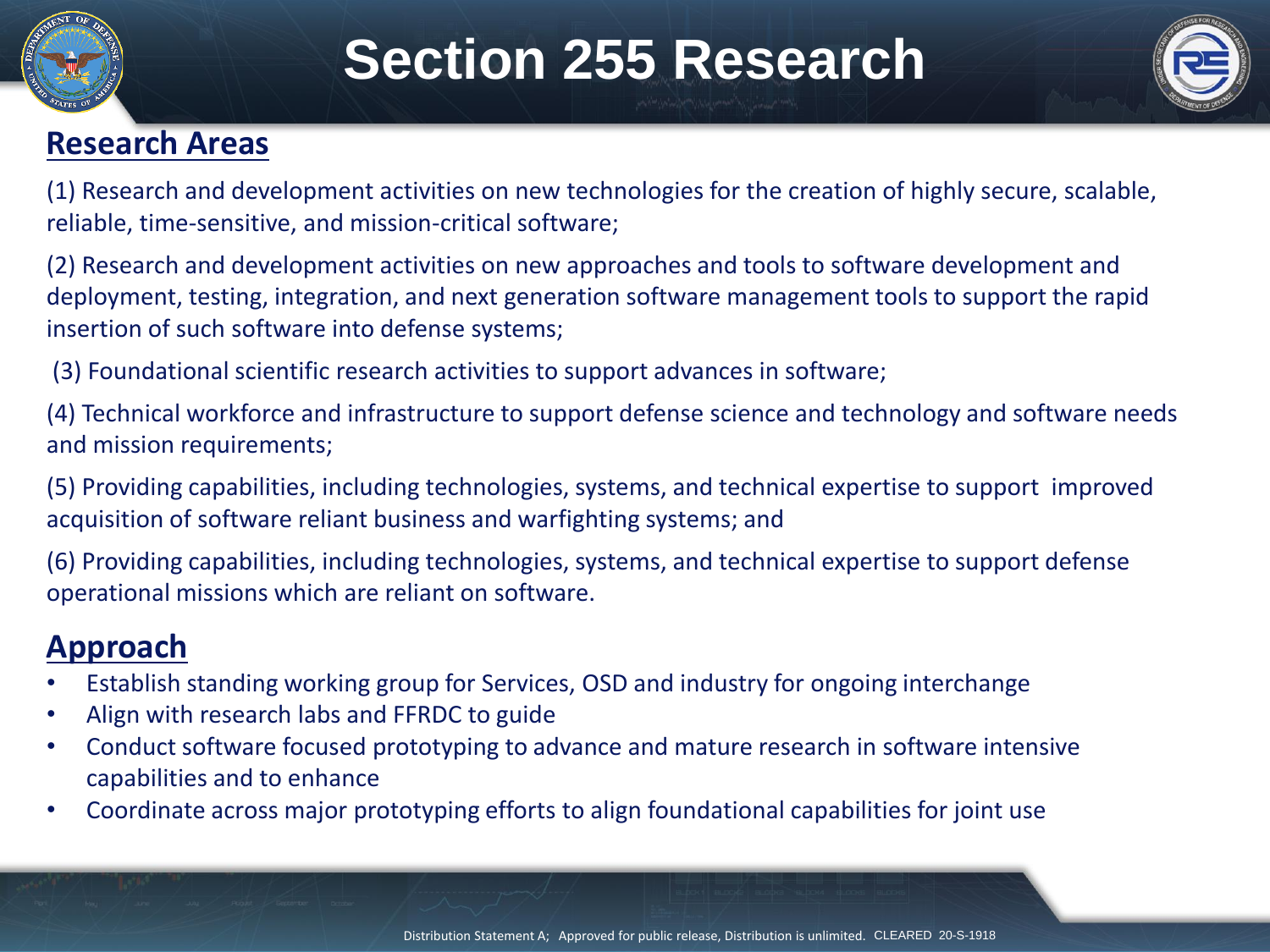# Section 255 Research

## Research Areas

(1) Research and development activities on new technologies for the creation of highly secure, scalable, reliable, time-sensitive, and mission-critical software;

(2) Research and development activities on new approaches and tools to software development and deployment, testing, integration, and next generation software management tools to support the rapid insertion of such software into defense systems;

(3) Foundational scientific research activities to support advances in software;

(4) Technical workforce and infrastructure to support defense science and technology and software needs and mission requirements;

(5) Providing capabilities, including technologies, systems, and technical expertise to support improved acquisition of software reliant business and warfighting systems; and

(6) Providing capabilities, including technologies, systems, and technical expertise to support defense operational missions which are reliant on software.

## Approach

- Establish standing working group for Services, OSD and industry for ongoing interchange
- Align with research labs and FFRDC to guide
- Conduct software focused prototyping to advance and mature research in software intensive capabilities and to enhance
- Coordinate across major prototyping efforts to align foundational capabilities for joint use

Distribution Statement A; Approved for public release, Distribution is unlimited. CLEARED 20-S-1918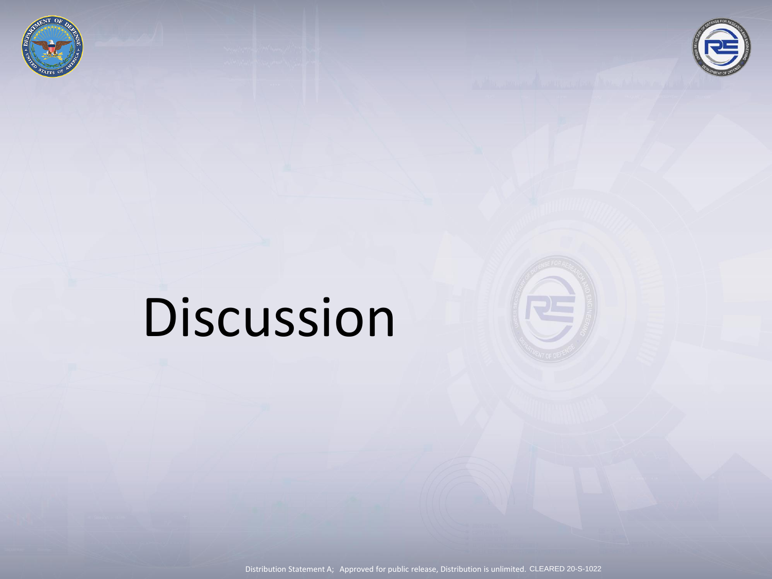# Discussion

Distribution Statement A; Approved for public release, Distribution is unlimited. CLEARED 20-S-1022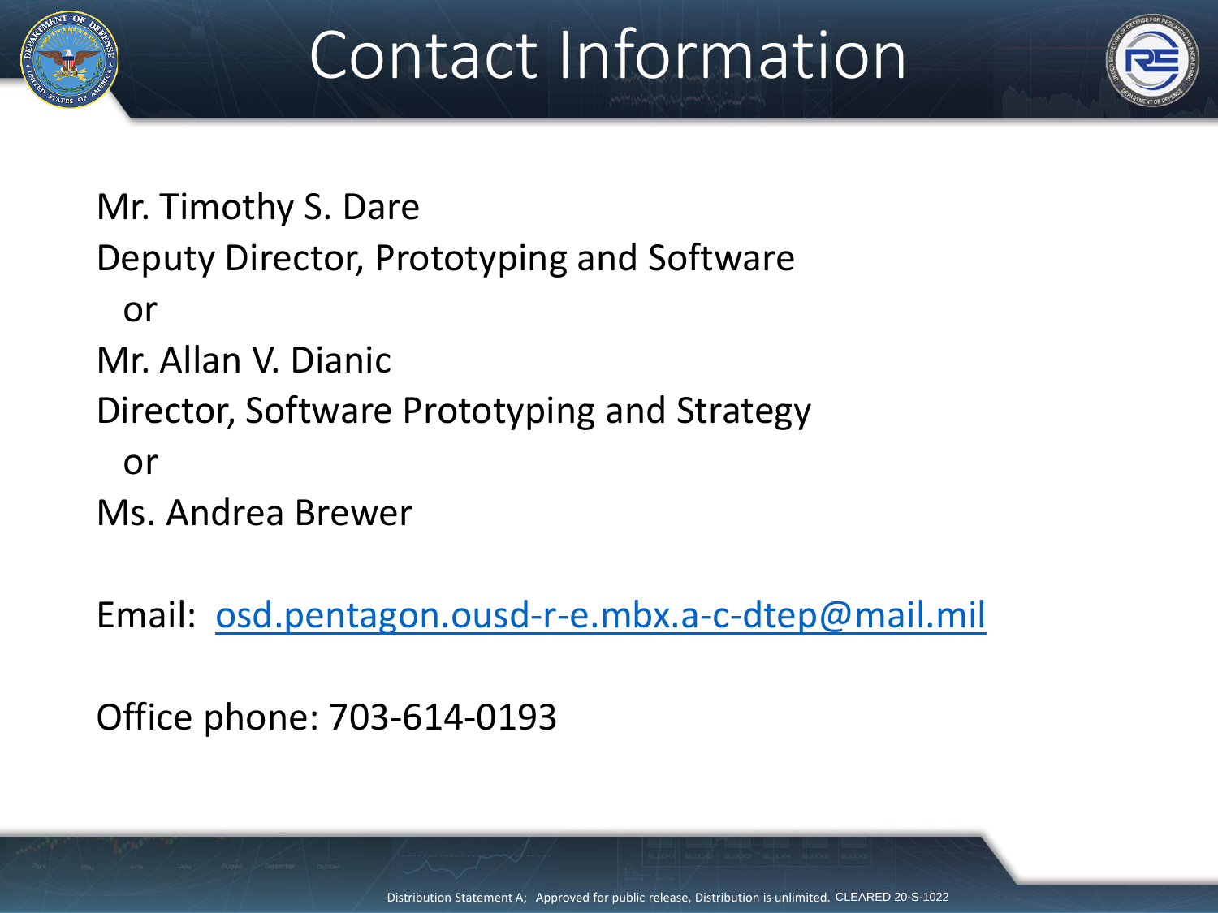# Contact Information

Mr. Timothy S. Dare
Deputy Director, Prototyping and Software

or

Mr. Allan V. Dianic
Director, Software Prototyping and Strategy

or

Ms. Andrea Brewer

Email: [osd.pentagon.ousd-r-e.mbx.a-c-dtep@mail.mil](mailto:osd.pentagon.ousd-r-e.mbx.a-c-dtep@mail.mil)

Office phone: 703-614-0193

Distribution Statement A; Approved for public release, Distribution is unlimited. CLEARED 20-S-1022